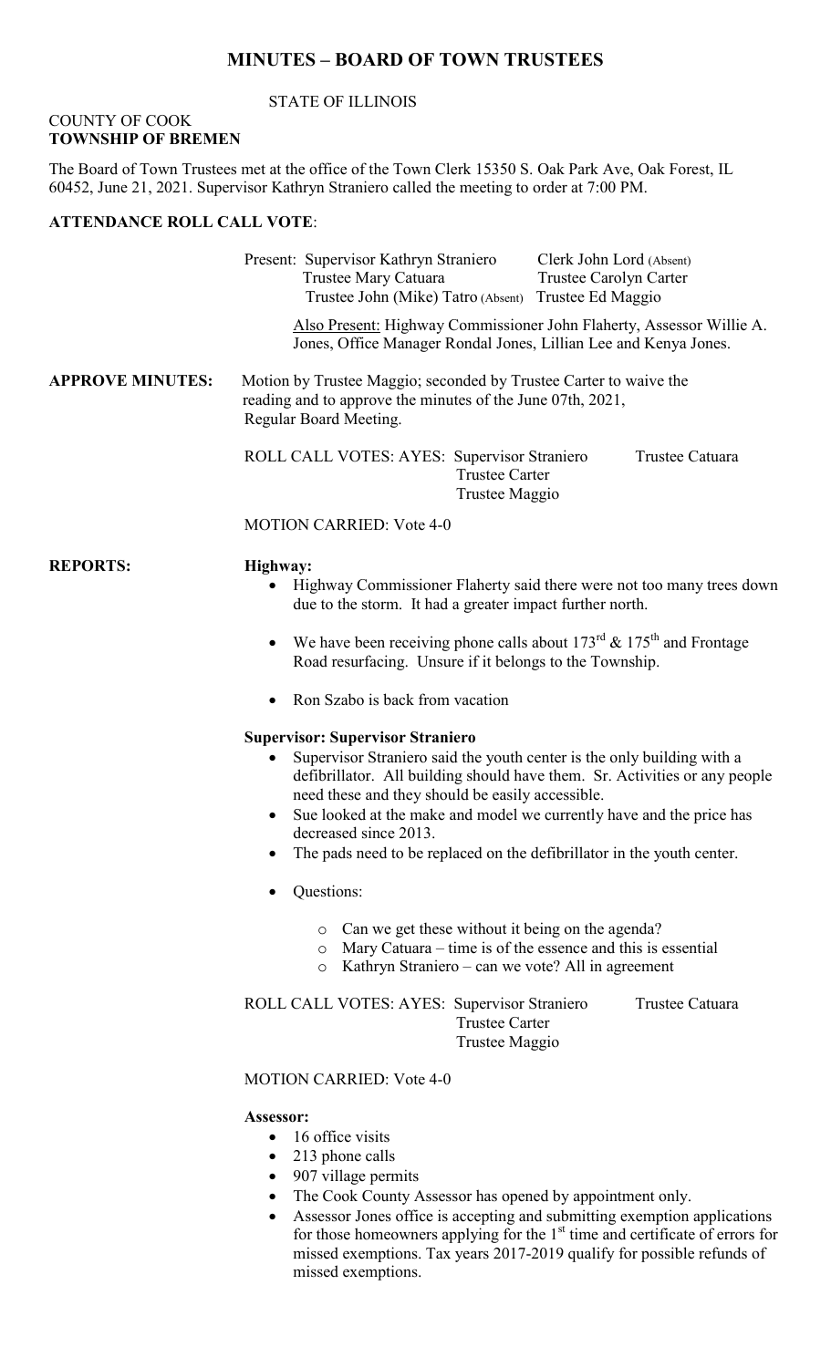# MINUTES – BOARD OF TOWN TRUSTEES

STATE OF ILLINOIS

COUNTY OF COOK
**TOWNSHIP OF BREMEN**

The Board of Town Trustees met at the office of the Town Clerk 15350 S. Oak Park Ave, Oak Forest, IL 60452, June 21, 2021. Supervisor Kathryn Straniero called the meeting to order at 7:00 PM.

**ATTENDANCE ROLL CALL VOTE**:

Present: Supervisor Kathryn Straniero, Clerk John Lord (Absent), Trustee Mary Catuara, Trustee Carolyn Carter, Trustee John (Mike) Tatro (Absent), Trustee Ed Maggio

Also Present: Highway Commissioner John Flaherty, Assessor Willie A. Jones, Office Manager Rondal Jones, Lillian Lee and Kenya Jones.

**APPROVE MINUTES:** Motion by Trustee Maggio; seconded by Trustee Carter to waive the reading and to approve the minutes of the June 07th, 2021, Regular Board Meeting.

ROLL CALL VOTES: AYES: Supervisor Straniero, Trustee Catuara, Trustee Carter, Trustee Maggio

MOTION CARRIED: Vote 4-0

**REPORTS:**

**Highway:**

- Highway Commissioner Flaherty said there were not too many trees down due to the storm. It had a greater impact further north.
- We have been receiving phone calls about 173rd & 175th and Frontage Road resurfacing. Unsure if it belongs to the Township.
- Ron Szabo is back from vacation

**Supervisor: Supervisor Straniero**

- Supervisor Straniero said the youth center is the only building with a defibrillator. All building should have them. Sr. Activities or any people need these and they should be easily accessible.
- Sue looked at the make and model we currently have and the price has decreased since 2013.
- The pads need to be replaced on the defibrillator in the youth center.
- Questions:
  - Can we get these without it being on the agenda?
  - Mary Catuara – time is of the essence and this is essential
  - Kathryn Straniero – can we vote? All in agreement

ROLL CALL VOTES: AYES: Supervisor Straniero, Trustee Catuara, Trustee Carter, Trustee Maggio

MOTION CARRIED: Vote 4-0

**Assessor:**

- 16 office visits
- 213 phone calls
- 907 village permits
- The Cook County Assessor has opened by appointment only.
- Assessor Jones office is accepting and submitting exemption applications for those homeowners applying for the 1st time and certificate of errors for missed exemptions. Tax years 2017-2019 qualify for possible refunds of missed exemptions.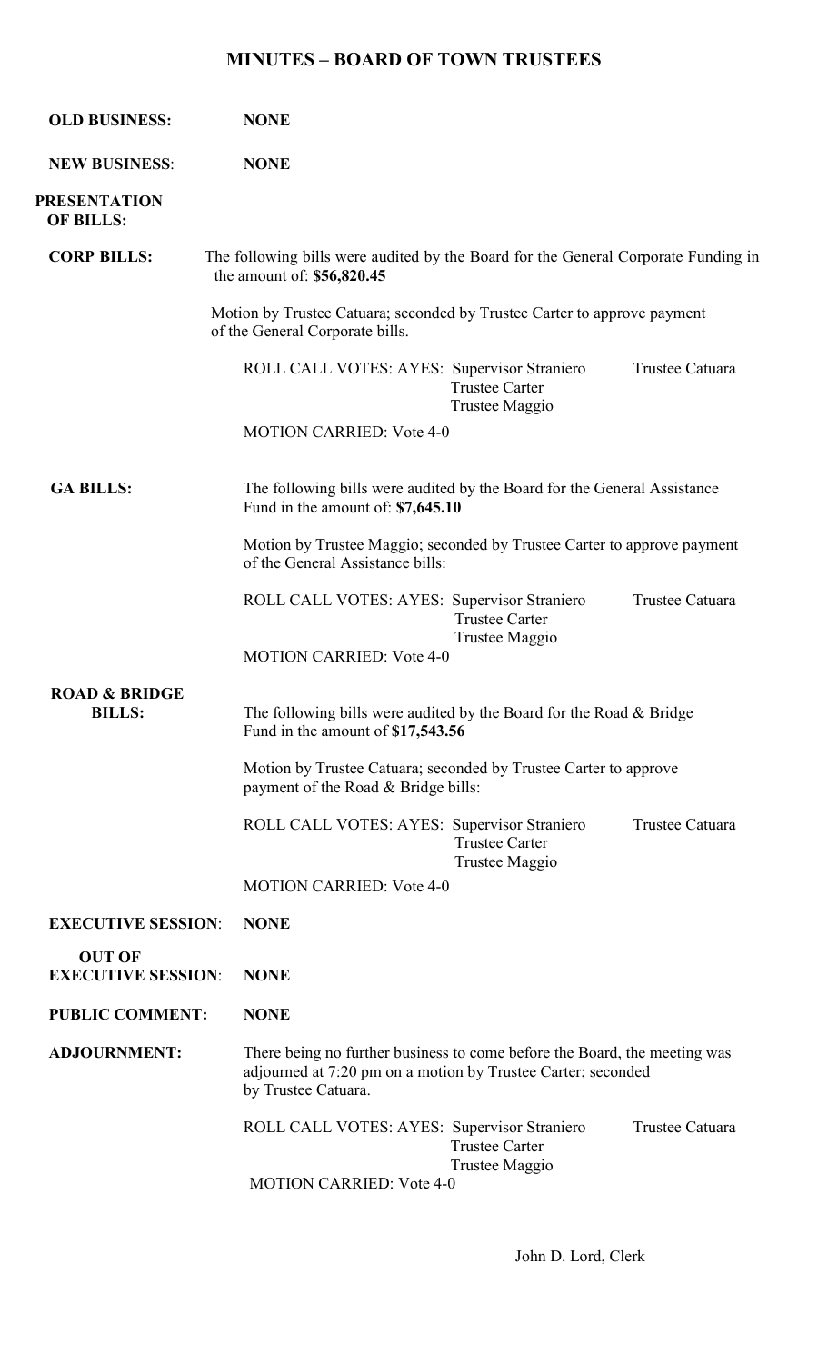# MINUTES – BOARD OF TOWN TRUSTEES

**OLD BUSINESS:** **NONE**

**NEW BUSINESS:** **NONE**

**PRESENTATION OF BILLS:**

**CORP BILLS:** The following bills were audited by the Board for the General Corporate Funding in the amount of: **$56,820.45**

Motion by Trustee Catuara; seconded by Trustee Carter to approve payment of the General Corporate bills.

ROLL CALL VOTES: AYES: Supervisor Straniero, Trustee Catuara, Trustee Carter, Trustee Maggio

MOTION CARRIED: Vote 4-0

**GA BILLS:** The following bills were audited by the Board for the General Assistance Fund in the amount of: **$7,645.10**

Motion by Trustee Maggio; seconded by Trustee Carter to approve payment of the General Assistance bills:

ROLL CALL VOTES: AYES: Supervisor Straniero, Trustee Catuara, Trustee Carter, Trustee Maggio

MOTION CARRIED: Vote 4-0

**ROAD & BRIDGE BILLS:** The following bills were audited by the Board for the Road & Bridge Fund in the amount of **$17,543.56**

Motion by Trustee Catuara; seconded by Trustee Carter to approve payment of the Road & Bridge bills:

ROLL CALL VOTES: AYES: Supervisor Straniero, Trustee Catuara, Trustee Carter, Trustee Maggio

MOTION CARRIED: Vote 4-0

**EXECUTIVE SESSION:** **NONE**

**OUT OF EXECUTIVE SESSION:** **NONE**

**PUBLIC COMMENT:** **NONE**

**ADJOURNMENT:** There being no further business to come before the Board, the meeting was adjourned at 7:20 pm on a motion by Trustee Carter; seconded by Trustee Catuara.

ROLL CALL VOTES: AYES: Supervisor Straniero, Trustee Catuara, Trustee Carter, Trustee Maggio

MOTION CARRIED: Vote 4-0

John D. Lord, Clerk